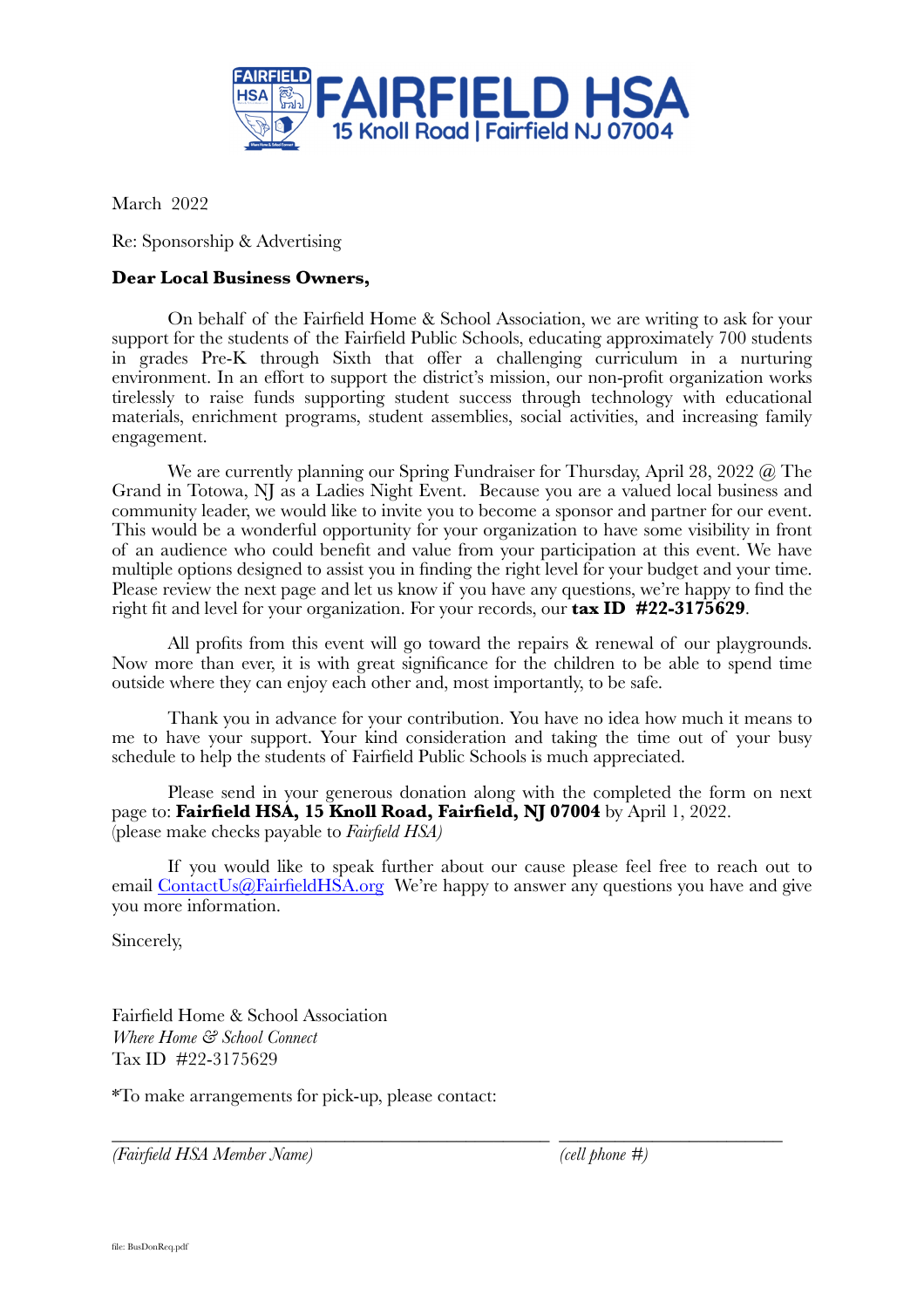# FAIRFIELD HSA

15 Knoll Road | Fairfield NJ 07004

March 2022

Re: Sponsorship & Advertising

**Dear Local Business Owners,**

On behalf of the Fairfield Home & School Association, we are writing to ask for your support for the students of the Fairfield Public Schools, educating approximately 700 students in grades Pre-K through Sixth that offer a challenging curriculum in a nurturing environment. In an effort to support the district's mission, our non-profit organization works tirelessly to raise funds supporting student success through technology with educational materials, enrichment programs, student assemblies, social activities, and increasing family engagement.

We are currently planning our Spring Fundraiser for Thursday, April 28, 2022 @ The Grand in Totowa, NJ as a Ladies Night Event. Because you are a valued local business and community leader, we would like to invite you to become a sponsor and partner for our event. This would be a wonderful opportunity for your organization to have some visibility in front of an audience who could benefit and value from your participation at this event. We have multiple options designed to assist you in finding the right level for your budget and your time. Please review the next page and let us know if you have any questions, we're happy to find the right fit and level for your organization. For your records, our **tax ID #22-3175629**.

All profits from this event will go toward the repairs & renewal of our playgrounds. Now more than ever, it is with great significance for the children to be able to spend time outside where they can enjoy each other and, most importantly, to be safe.

Thank you in advance for your contribution. You have no idea how much it means to me to have your support. Your kind consideration and taking the time out of your busy schedule to help the students of Fairfield Public Schools is much appreciated.

Please send in your generous donation along with the completed the form on next page to: **Fairfield HSA, 15 Knoll Road, Fairfield, NJ 07004** by April 1, 2022. (please make checks payable to *Fairfield HSA)*

If you would like to speak further about our cause please feel free to reach out to email ContactUs@FairfieldHSA.org We're happy to answer any questions you have and give you more information.

Sincerely,

Fairfield Home & School Association
*Where Home & School Connect*
Tax ID #22-3175629

*To make arrangements for pick-up, please contact:

_______________________________________ ____________________

*(Fairfield HSA Member Name)* *(cell phone #)*

file: BusDonReq.pdf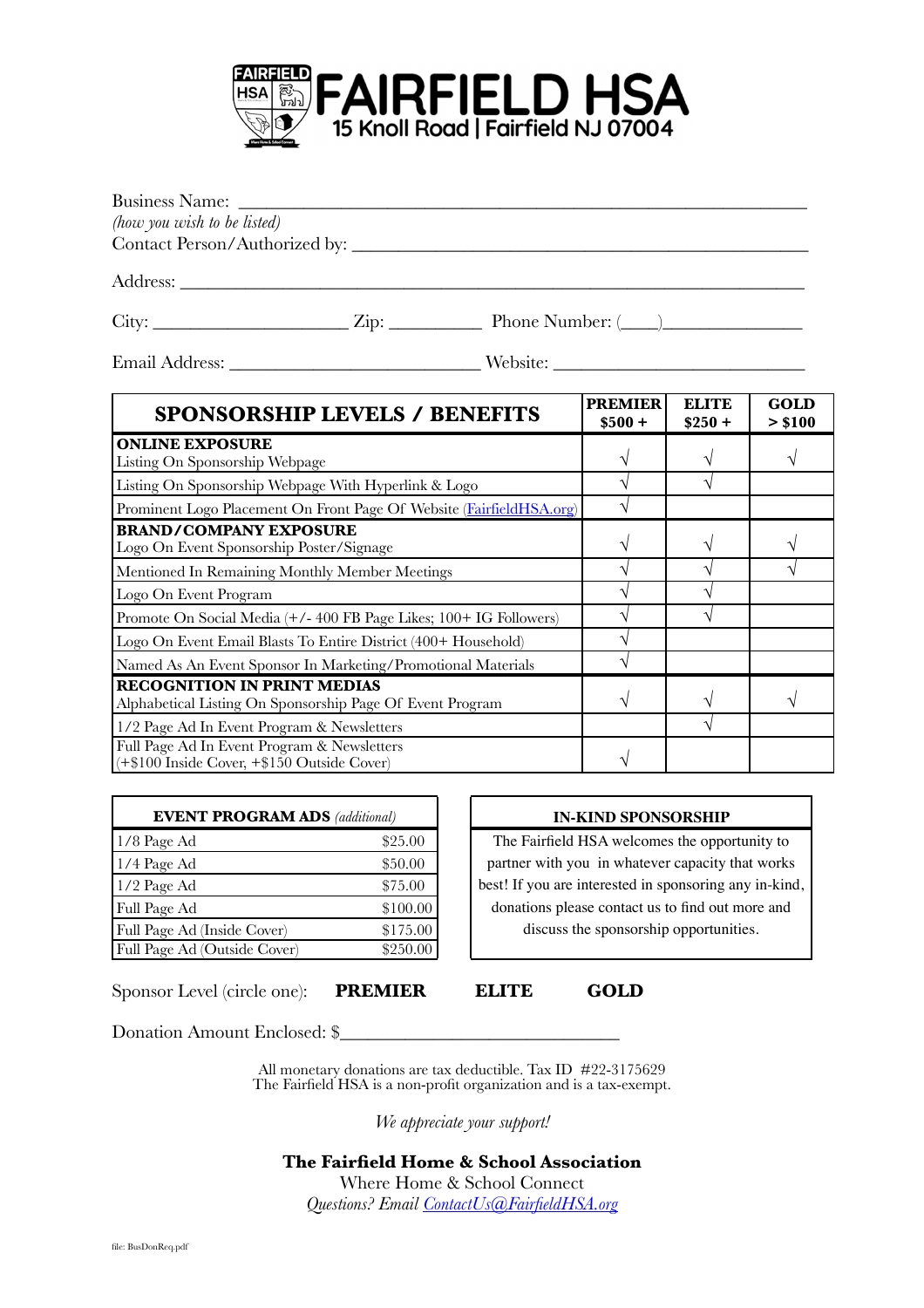# FAIRFIELD HSA

15 Knoll Road | Fairfield NJ 07004

Business Name: ___________________________________________________________
*(how you wish to be listed)*
Contact Person/Authorized by: ______________________________________________

Address: _________________________________________________________________

City: ____________________ Zip: __________ Phone Number: (____)______________

Email Address: ___________________________ Website: ___________________________

| SPONSORSHIP LEVELS / BENEFITS | PREMIER $500 + | ELITE $250 + | GOLD > $100 |
|---|---|---|---|
| **ONLINE EXPOSURE** Listing On Sponsorship Webpage | √ | √ | √ |
| Listing On Sponsorship Webpage With Hyperlink & Logo | √ | √ | |
| Prominent Logo Placement On Front Page Of Website (FairfieldHSA.org) | √ | | |
| **BRAND/COMPANY EXPOSURE** Logo On Event Sponsorship Poster/Signage | √ | √ | √ |
| Mentioned In Remaining Monthly Member Meetings | √ | √ | √ |
| Logo On Event Program | √ | √ | |
| Promote On Social Media (+/- 400 FB Page Likes; 100+ IG Followers) | √ | √ | |
| Logo On Event Email Blasts To Entire District (400+ Household) | √ | | |
| Named As An Event Sponsor In Marketing/Promotional Materials | √ | | |
| **RECOGNITION IN PRINT MEDIAS** Alphabetical Listing On Sponsorship Page Of Event Program | √ | √ | √ |
| 1/2 Page Ad In Event Program & Newsletters | | √ | |
| Full Page Ad In Event Program & Newsletters (+$100 Inside Cover, +$150 Outside Cover) | √ | | |

| **EVENT PROGRAM ADS** *(additional)* | |
|---|---|
| 1/8 Page Ad | $25.00 |
| 1/4 Page Ad | $50.00 |
| 1/2 Page Ad | $75.00 |
| Full Page Ad | $100.00 |
| Full Page Ad (Inside Cover) | $175.00 |
| Full Page Ad (Outside Cover) | $250.00 |

**IN-KIND SPONSORSHIP**

The Fairfield HSA welcomes the opportunity to partner with you in whatever capacity that works best! If you are interested in sponsoring any in-kind, donations please contact us to find out more and discuss the sponsorship opportunities.

Sponsor Level (circle one): **PREMIER** **ELITE** **GOLD**

Donation Amount Enclosed: $______________________________

All monetary donations are tax deductible. Tax ID #22-3175629
The Fairfield HSA is a non-profit organization and is a tax-exempt.

*We appreciate your support!*

**The Fairfield Home & School Association**
Where Home & School Connect
*Questions? Email ContactUs@FairfieldHSA.org*

file: BusDonReq.pdf